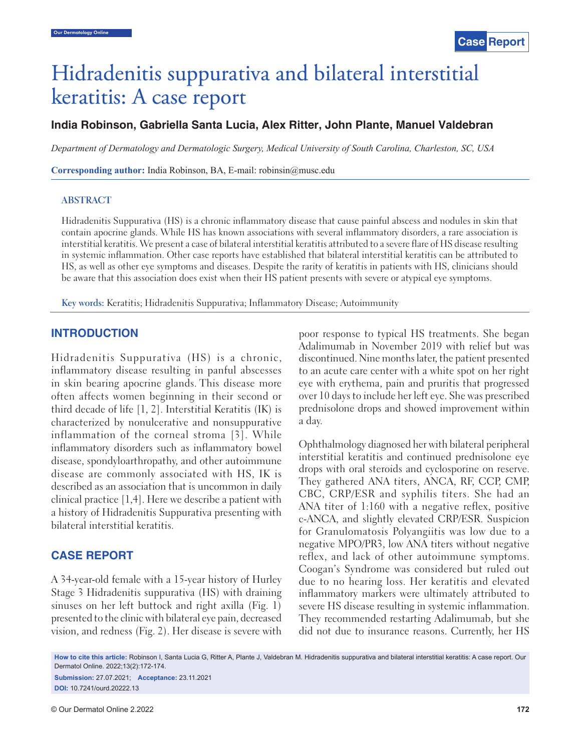# Hidradenitis suppurativa and bilateral interstitial keratitis: A case report

**India Robinson, Gabriella Santa Lucia, Alex Ritter, John Plante, Manuel Valdebran**

*Department of Dermatology and Dermatologic Surgery, Medical University of South Carolina, Charleston, SC, USA*

**Corresponding author:** India Robinson, BA, E-mail: robinsin@musc.edu

## ABSTRACT

Hidradenitis Suppurativa (HS) is a chronic inflammatory disease that cause painful abscess and nodules in skin that contain apocrine glands. While HS has known associations with several inflammatory disorders, a rare association is interstitial keratitis. We present a case of bilateral interstitial keratitis attributed to a severe flare of HS disease resulting in systemic inflammation. Other case reports have established that bilateral interstitial keratitis can be attributed to HS, as well as other eye symptoms and diseases. Despite the rarity of keratitis in patients with HS, clinicians should be aware that this association does exist when their HS patient presents with severe or atypical eye symptoms.

**Key words:** Keratitis; Hidradenitis Suppurativa; Inflammatory Disease; Autoimmunity

## INTRODUCTION

Hidradenitis Suppurativa (HS) is a chronic, inflammatory disease resulting in panful abscesses in skin bearing apocrine glands. This disease more often affects women beginning in their second or third decade of life [1, 2]. Interstitial Keratitis (IK) is characterized by nonulcerative and nonsuppurative inflammation of the corneal stroma [3]. While inflammatory disorders such as inflammatory bowel disease, spondyloarthropathy, and other autoimmune disease are commonly associated with HS, IK is described as an association that is uncommon in daily clinical practice [1,4]. Here we describe a patient with a history of Hidradenitis Suppurativa presenting with bilateral interstitial keratitis.

## CASE REPORT

A 34-year-old female with a 15-year history of Hurley Stage 3 Hidradenitis suppurativa (HS) with draining sinuses on her left buttock and right axilla (Fig. 1) presented to the clinic with bilateral eye pain, decreased vision, and redness (Fig. 2). Her disease is severe with poor response to typical HS treatments. She began Adalimumab in November 2019 with relief but was discontinued. Nine months later, the patient presented to an acute care center with a white spot on her right eye with erythema, pain and pruritis that progressed over 10 days to include her left eye. She was prescribed prednisolone drops and showed improvement within a day.

Ophthalmology diagnosed her with bilateral peripheral interstitial keratitis and continued prednisolone eye drops with oral steroids and cyclosporine on reserve. They gathered ANA titers, ANCA, RF, CCP, CMP, CBC, CRP/ESR and syphilis titers. She had an ANA titer of 1:160 with a negative reflex, positive c-ANCA, and slightly elevated CRP/ESR. Suspicion for Granulomatosis Polyangiitis was low due to a negative MPO/PR3, low ANA titers without negative reflex, and lack of other autoimmune symptoms. Coogan's Syndrome was considered but ruled out due to no hearing loss. Her keratitis and elevated inflammatory markers were ultimately attributed to severe HS disease resulting in systemic inflammation. They recommended restarting Adalimumab, but she did not due to insurance reasons. Currently, her HS

**How to cite this article:** Robinson I, Santa Lucia G, Ritter A, Plante J, Valdebran M. Hidradenitis suppurativa and bilateral interstitial keratitis: A case report. Our Dermatol Online. 2022;13(2):172-174.

**Submission:** 27.07.2021; **Acceptance:** 23.11.2021

**DOI:** 10.7241/ourd.20222.13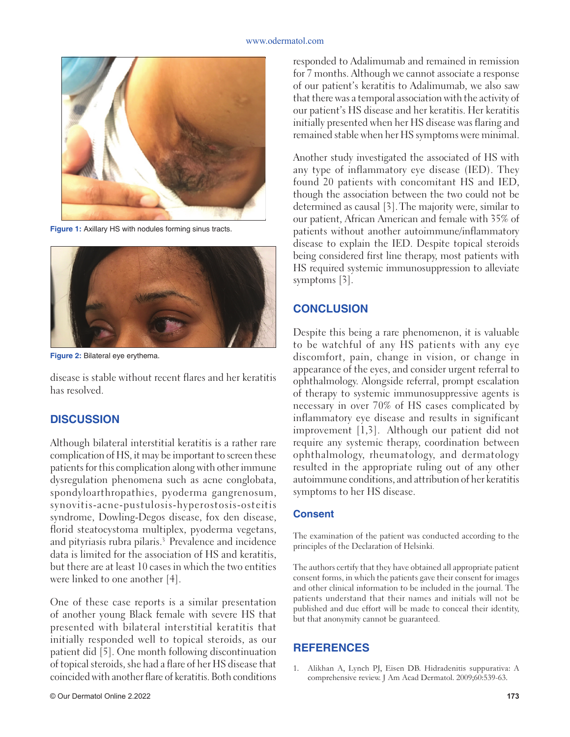Figure 1: Axillary HS with nodules forming sinus tracts.

Figure 2: Bilateral eye erythema.

disease is stable without recent flares and her keratitis has resolved.

## DISCUSSION

Although bilateral interstitial keratitis is a rather rare complication of HS, it may be important to screen these patients for this complication along with other immune dysregulation phenomena such as acne conglobata, spondyloarthropathies, pyoderma gangrenosum, synovitis-acne-pustulosis-hyperostosis-osteitis syndrome, Dowling-Degos disease, fox den disease, florid steatocystoma multiplex, pyoderma vegetans, and pityriasis rubra pilaris.[3] Prevalence and incidence data is limited for the association of HS and keratitis, but there are at least 10 cases in which the two entities were linked to one another [4].

One of these case reports is a similar presentation of another young Black female with severe HS that presented with bilateral interstitial keratitis that initially responded well to topical steroids, as our patient did [5]. One month following discontinuation of topical steroids, she had a flare of her HS disease that coincided with another flare of keratitis. Both conditions responded to Adalimumab and remained in remission for 7 months. Although we cannot associate a response of our patient's keratitis to Adalimumab, we also saw that there was a temporal association with the activity of our patient's HS disease and her keratitis. Her keratitis initially presented when her HS disease was flaring and remained stable when her HS symptoms were minimal.

Another study investigated the associated of HS with any type of inflammatory eye disease (IED). They found 20 patients with concomitant HS and IED, though the association between the two could not be determined as causal [3]. The majority were, similar to our patient, African American and female with 35% of patients without another autoimmune/inflammatory disease to explain the IED. Despite topical steroids being considered first line therapy, most patients with HS required systemic immunosuppression to alleviate symptoms [3].

## CONCLUSION

Despite this being a rare phenomenon, it is valuable to be watchful of any HS patients with any eye discomfort, pain, change in vision, or change in appearance of the eyes, and consider urgent referral to ophthalmology. Alongside referral, prompt escalation of therapy to systemic immunosuppressive agents is necessary in over 70% of HS cases complicated by inflammatory eye disease and results in significant improvement [1,3]. Although our patient did not require any systemic therapy, coordination between ophthalmology, rheumatology, and dermatology resulted in the appropriate ruling out of any other autoimmune conditions, and attribution of her keratitis symptoms to her HS disease.

### Consent

The examination of the patient was conducted according to the principles of the Declaration of Helsinki.

The authors certify that they have obtained all appropriate patient consent forms, in which the patients gave their consent for images and other clinical information to be included in the journal. The patients understand that their names and initials will not be published and due effort will be made to conceal their identity, but that anonymity cannot be guaranteed.

## REFERENCES

1. Alikhan A, Lynch PJ, Eisen DB. Hidradenitis suppurativa: A comprehensive review. J Am Acad Dermatol. 2009;60:539-63.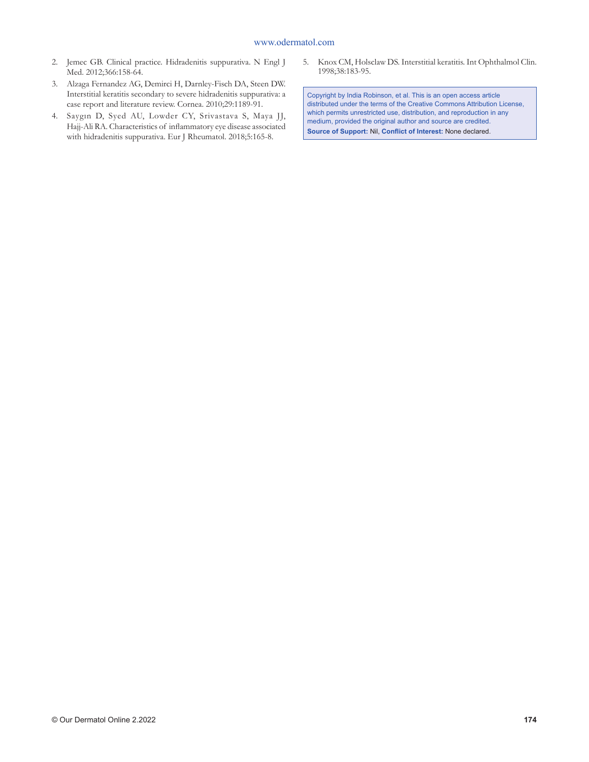2. Jemec GB. Clinical practice. Hidradenitis suppurativa. N Engl J Med. 2012;366:158-64.
3. Alzaga Fernandez AG, Demirci H, Darnley-Fisch DA, Steen DW. Interstitial keratitis secondary to severe hidradenitis suppurativa: a case report and literature review. Cornea. 2010;29:1189-91.
4. Saygın D, Syed AU, Lowder CY, Srivastava S, Maya JJ, Hajj-Ali RA. Characteristics of inflammatory eye disease associated with hidradenitis suppurativa. Eur J Rheumatol. 2018;5:165-8.
5. Knox CM, Holsclaw DS. Interstitial keratitis. Int Ophthalmol Clin. 1998;38:183-95.

Copyright by India Robinson, et al. This is an open access article distributed under the terms of the Creative Commons Attribution License, which permits unrestricted use, distribution, and reproduction in any medium, provided the original author and source are credited.
**Source of Support:** Nil, **Conflict of Interest:** None declared.